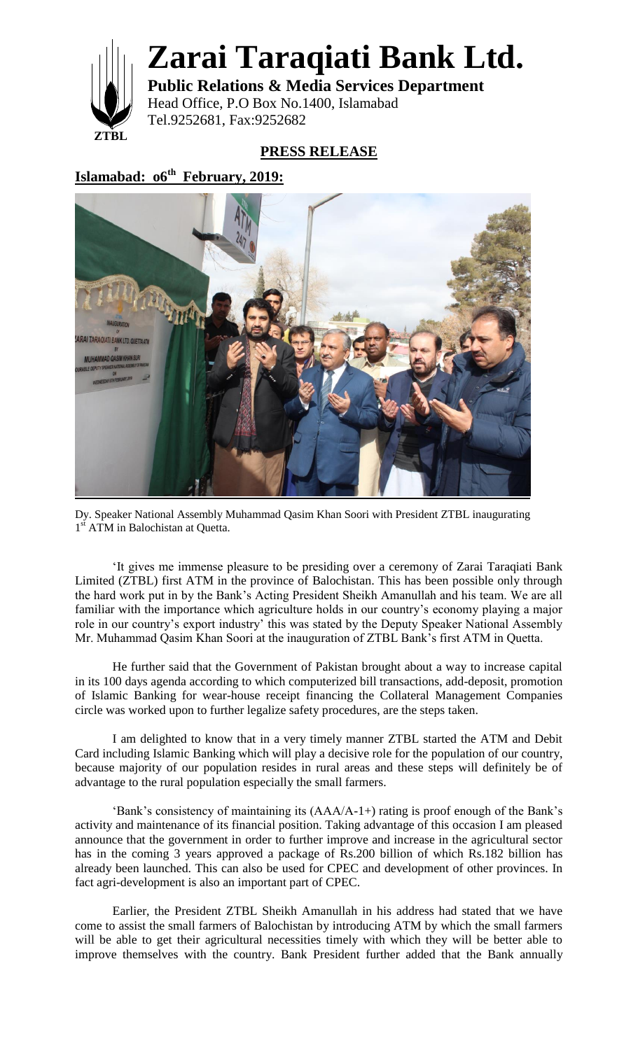# Zarai Taraqiati Bank Ltd.

**Public Relations & Media Services Department**
Head Office, P.O Box No.1400, Islamabad
Tel.9252681, Fax:9252682

ZTBL

## PRESS RELEASE

**Islamabad: o6th February, 2019:**

Dy. Speaker National Assembly Muhammad Qasim Khan Soori with President ZTBL inaugurating 1st ATM in Balochistan at Quetta.

'It gives me immense pleasure to be presiding over a ceremony of Zarai Taraqiati Bank Limited (ZTBL) first ATM in the province of Balochistan. This has been possible only through the hard work put in by the Bank's Acting President Sheikh Amanullah and his team. We are all familiar with the importance which agriculture holds in our country's economy playing a major role in our country's export industry' this was stated by the Deputy Speaker National Assembly Mr. Muhammad Qasim Khan Soori at the inauguration of ZTBL Bank's first ATM in Quetta.

He further said that the Government of Pakistan brought about a way to increase capital in its 100 days agenda according to which computerized bill transactions, add-deposit, promotion of Islamic Banking for wear-house receipt financing the Collateral Management Companies circle was worked upon to further legalize safety procedures, are the steps taken.

I am delighted to know that in a very timely manner ZTBL started the ATM and Debit Card including Islamic Banking which will play a decisive role for the population of our country, because majority of our population resides in rural areas and these steps will definitely be of advantage to the rural population especially the small farmers.

'Bank's consistency of maintaining its (AAA/A-1+) rating is proof enough of the Bank's activity and maintenance of its financial position. Taking advantage of this occasion I am pleased announce that the government in order to further improve and increase in the agricultural sector has in the coming 3 years approved a package of Rs.200 billion of which Rs.182 billion has already been launched. This can also be used for CPEC and development of other provinces. In fact agri-development is also an important part of CPEC.

Earlier, the President ZTBL Sheikh Amanullah in his address had stated that we have come to assist the small farmers of Balochistan by introducing ATM by which the small farmers will be able to get their agricultural necessities timely with which they will be better able to improve themselves with the country. Bank President further added that the Bank annually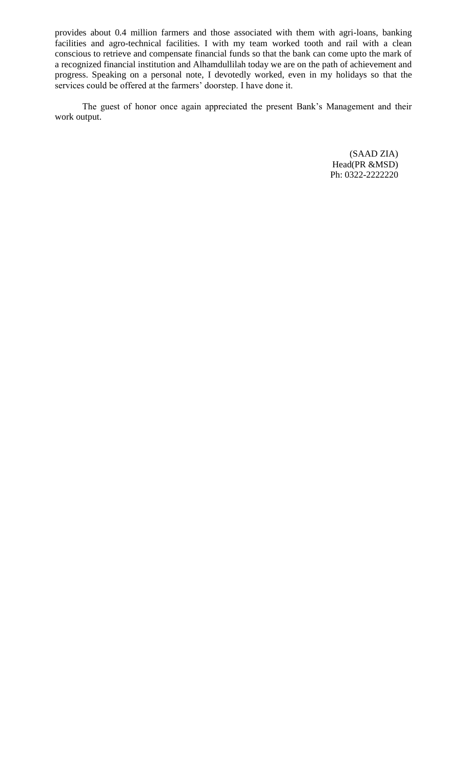provides about 0.4 million farmers and those associated with them with agri-loans, banking facilities and agro-technical facilities. I with my team worked tooth and rail with a clean conscious to retrieve and compensate financial funds so that the bank can come upto the mark of a recognized financial institution and Alhamdullilah today we are on the path of achievement and progress. Speaking on a personal note, I devotedly worked, even in my holidays so that the services could be offered at the farmers' doorstep. I have done it.

The guest of honor once again appreciated the present Bank's Management and their work output.

(SAAD ZIA)  
Head(PR &MSD)  
Ph: 0322-2222220